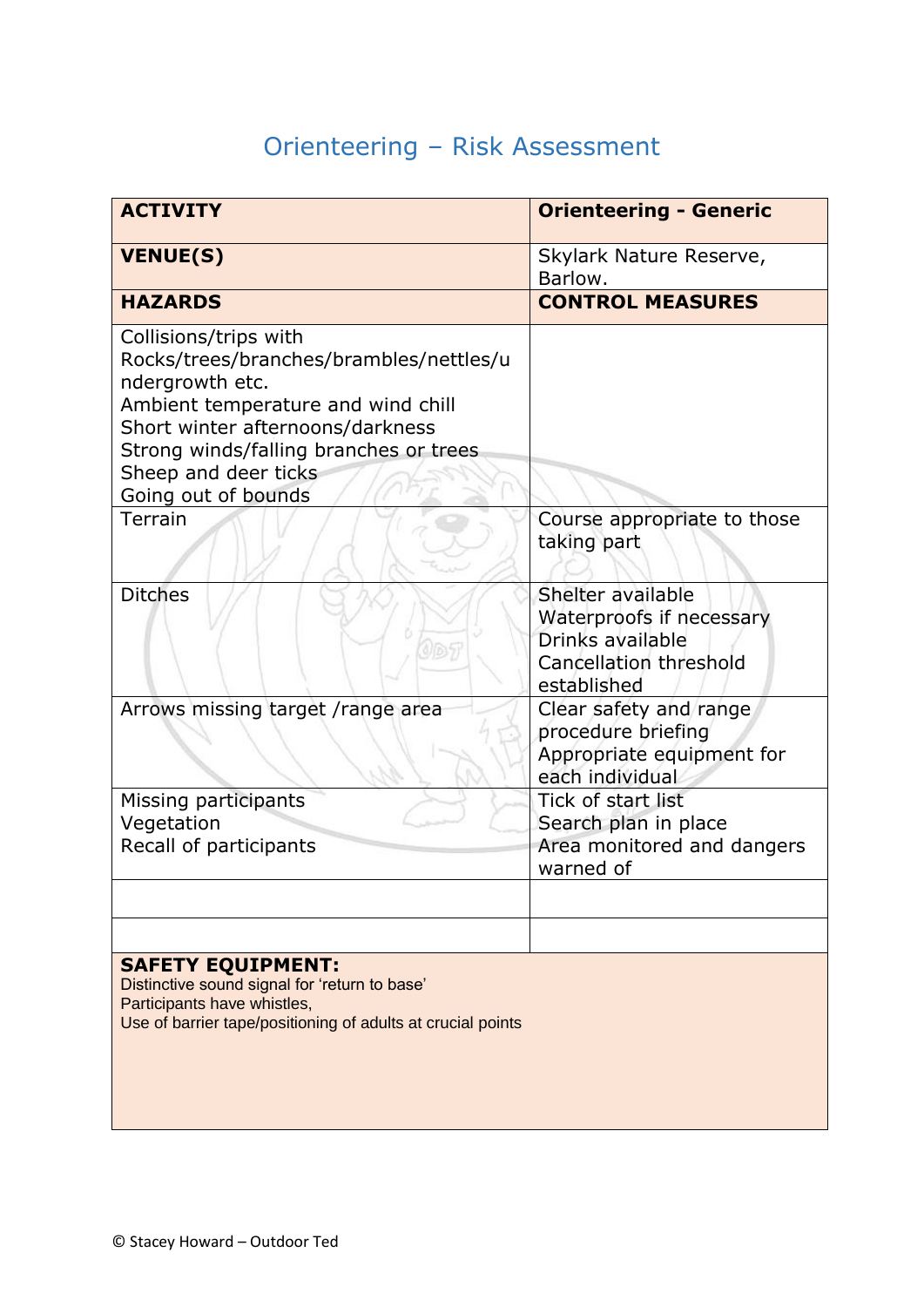# Orienteering – Risk Assessment

| **ACTIVITY** | **Orienteering - Generic** |
|---|---|
| **VENUE(S)** | Skylark Nature Reserve, Barlow. |
| **HAZARDS** | **CONTROL MEASURES** |
| Collisions/trips with Rocks/trees/branches/brambles/nettles/undergrowth etc.<br>Ambient temperature and wind chill<br>Short winter afternoons/darkness<br>Strong winds/falling branches or trees<br>Sheep and deer ticks<br>Going out of bounds | |
| Terrain | Course appropriate to those taking part |
| Ditches | Shelter available<br>Waterproofs if necessary<br>Drinks available<br>Cancellation threshold established |
| Arrows missing target /range area | Clear safety and range procedure briefing<br>Appropriate equipment for each individual |
| Missing participants<br>Vegetation<br>Recall of participants | Tick of start list<br>Search plan in place<br>Area monitored and dangers warned of |
| | |
| | |

**SAFETY EQUIPMENT:**
Distinctive sound signal for 'return to base'
Participants have whistles,
Use of barrier tape/positioning of adults at crucial points

© Stacey Howard – Outdoor Ted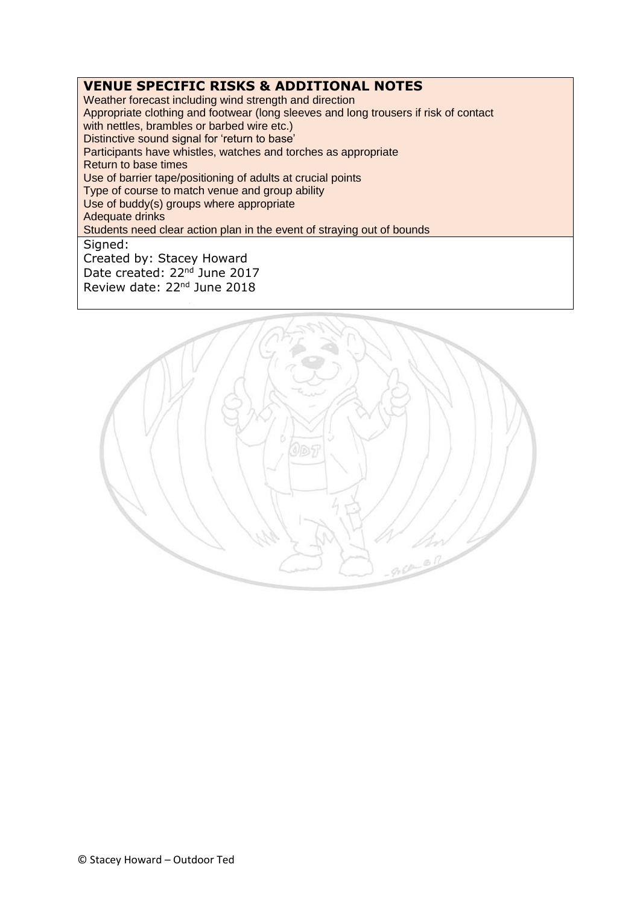## VENUE SPECIFIC RISKS & ADDITIONAL NOTES

Weather forecast including wind strength and direction
Appropriate clothing and footwear (long sleeves and long trousers if risk of contact with nettles, brambles or barbed wire etc.)
Distinctive sound signal for 'return to base'
Participants have whistles, watches and torches as appropriate
Return to base times
Use of barrier tape/positioning of adults at crucial points
Type of course to match venue and group ability
Use of buddy(s) groups where appropriate
Adequate drinks
Students need clear action plan in the event of straying out of bounds

Signed:
Created by: Stacey Howard
Date created: 22nd June 2017
Review date: 22nd June 2018

© Stacey Howard – Outdoor Ted